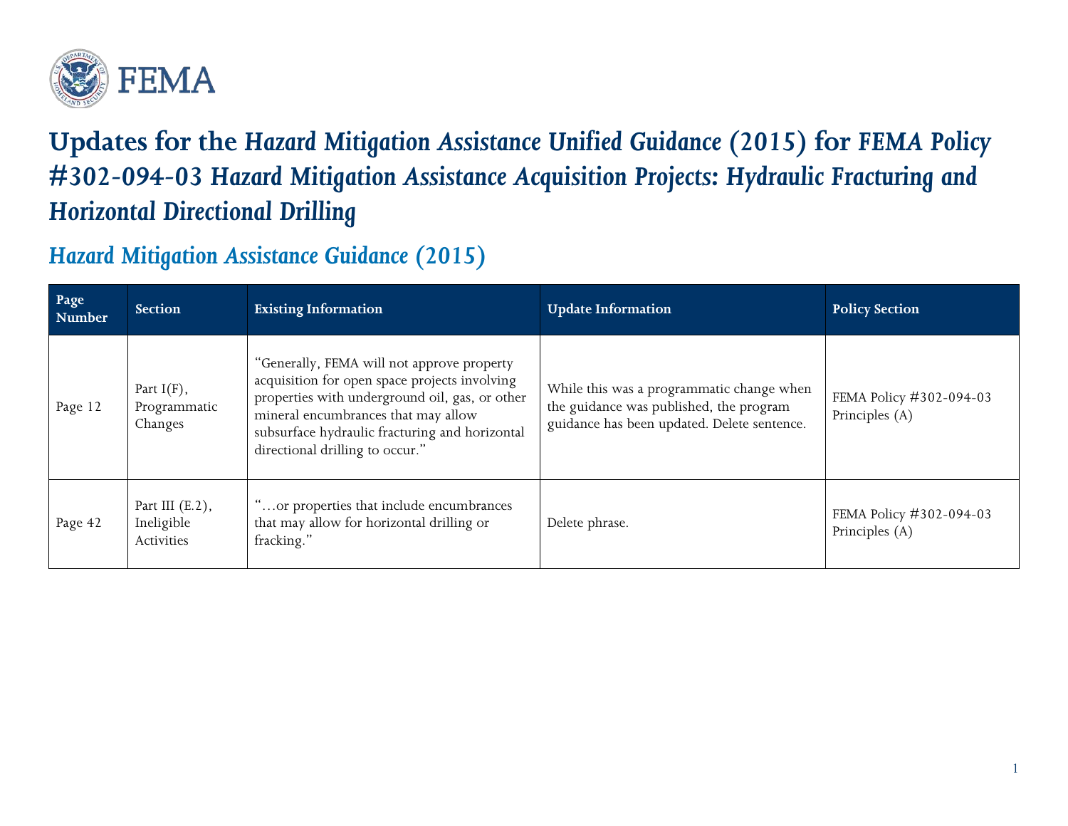# Updates for the *Hazard Mitigation Assistance Unified Guidance* (2015) for FEMA Policy #302-094-03 *Hazard Mitigation Assistance Acquisition Projects: Hydraulic Fracturing and Horizontal Directional Drilling*

## *Hazard Mitigation Assistance Guidance* (2015)

| Page Number | Section | Existing Information | Update Information | Policy Section |
|---|---|---|---|---|
| Page 12 | Part I(F), Programmatic Changes | "Generally, FEMA will not approve property acquisition for open space projects involving properties with underground oil, gas, or other mineral encumbrances that may allow subsurface hydraulic fracturing and horizontal directional drilling to occur." | While this was a programmatic change when the guidance was published, the program guidance has been updated. Delete sentence. | FEMA Policy #302-094-03 Principles (A) |
| Page 42 | Part III (E.2), Ineligible Activities | "…or properties that include encumbrances that may allow for horizontal drilling or fracking." | Delete phrase. | FEMA Policy #302-094-03 Principles (A) |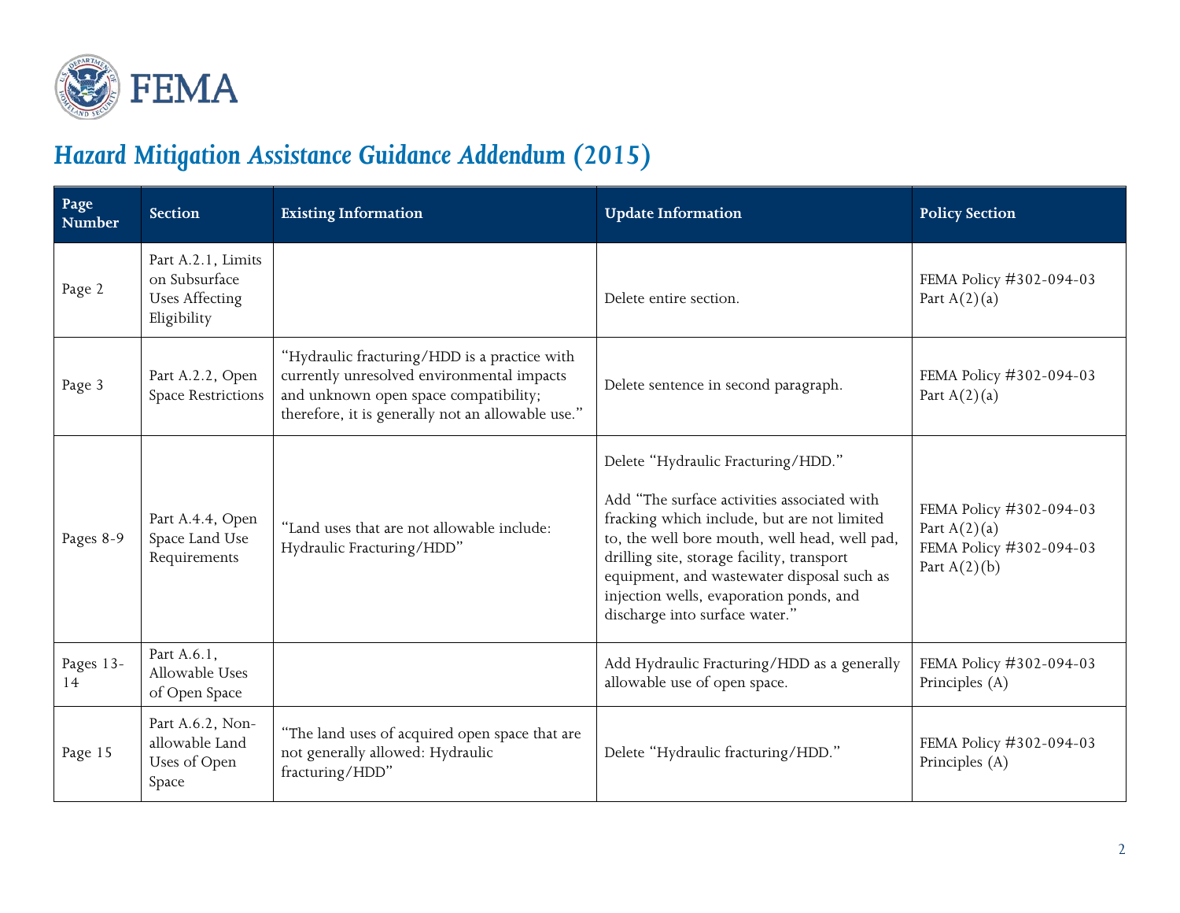# Hazard Mitigation Assistance Guidance Addendum (2015)

| Page Number | Section | Existing Information | Update Information | Policy Section |
|---|---|---|---|---|
| Page 2 | Part A.2.1, Limits on Subsurface Uses Affecting Eligibility | | Delete entire section. | FEMA Policy #302-094-03 Part A(2)(a) |
| Page 3 | Part A.2.2, Open Space Restrictions | "Hydraulic fracturing/HDD is a practice with currently unresolved environmental impacts and unknown open space compatibility; therefore, it is generally not an allowable use." | Delete sentence in second paragraph. | FEMA Policy #302-094-03 Part A(2)(a) |
| Pages 8-9 | Part A.4.4, Open Space Land Use Requirements | "Land uses that are not allowable include: Hydraulic Fracturing/HDD" | Delete "Hydraulic Fracturing/HDD." <br><br> Add "The surface activities associated with fracking which include, but are not limited to, the well bore mouth, well head, well pad, drilling site, storage facility, transport equipment, and wastewater disposal such as injection wells, evaporation ponds, and discharge into surface water." | FEMA Policy #302-094-03 Part A(2)(a) <br> FEMA Policy #302-094-03 Part A(2)(b) |
| Pages 13-14 | Part A.6.1, Allowable Uses of Open Space | | Add Hydraulic Fracturing/HDD as a generally allowable use of open space. | FEMA Policy #302-094-03 Principles (A) |
| Page 15 | Part A.6.2, Non-allowable Land Uses of Open Space | "The land uses of acquired open space that are not generally allowed: Hydraulic fracturing/HDD" | Delete "Hydraulic fracturing/HDD." | FEMA Policy #302-094-03 Principles (A) |